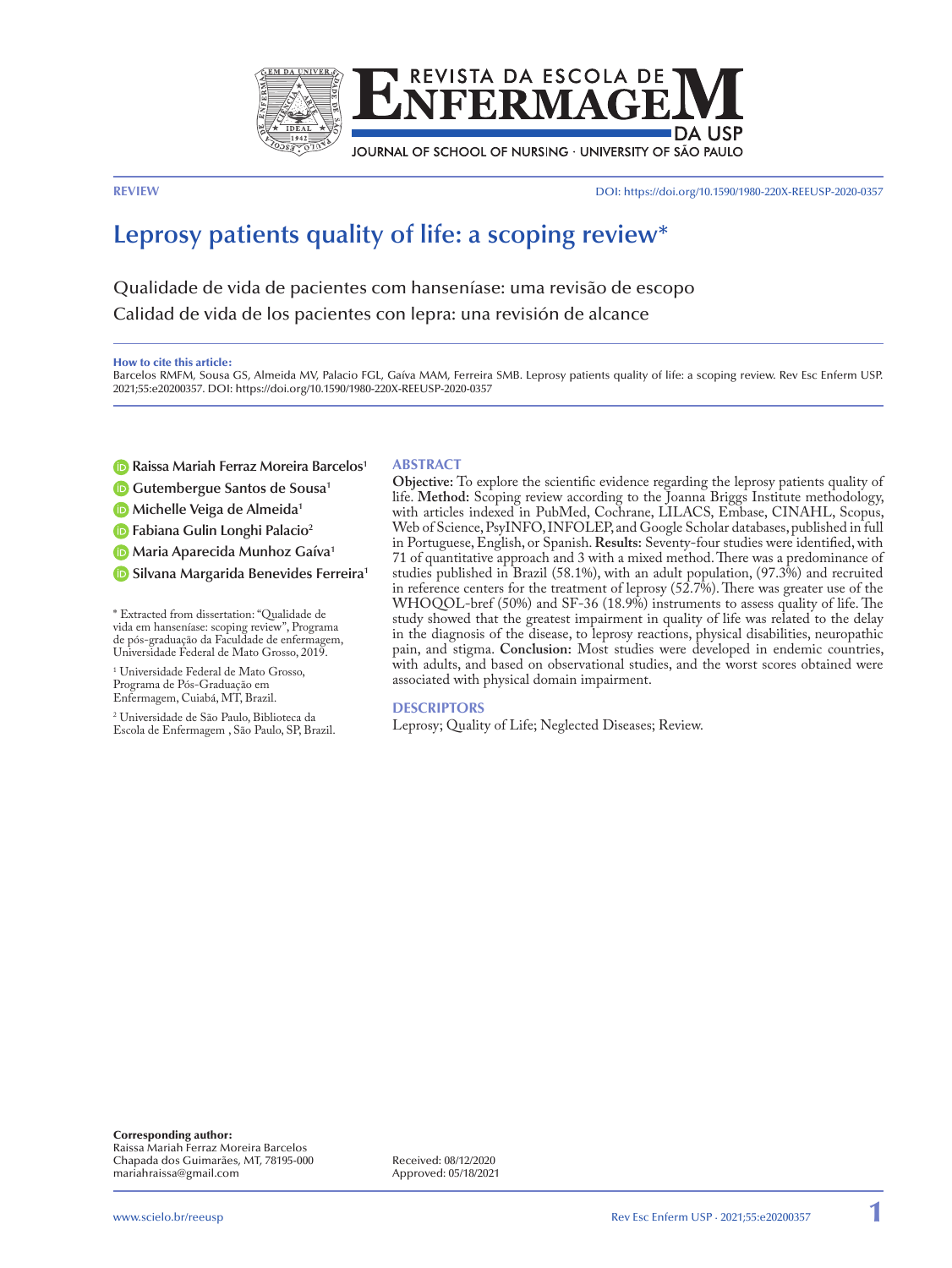REVIEW

DOI: https://doi.org/10.1590/1980-220X-REEUSP-2020-0357

# Leprosy patients quality of life: a scoping review*

Qualidade de vida de pacientes com hanseníase: uma revisão de escopo

Calidad de vida de los pacientes con lepra: una revisión de alcance

**How to cite this article:**

Barcelos RMFM, Sousa GS, Almeida MV, Palacio FGL, Gaíva MAM, Ferreira SMB. Leprosy patients quality of life: a scoping review. Rev Esc Enferm USP. 2021;55:e20200357. DOI: https://doi.org/10.1590/1980-220X-REEUSP-2020-0357

Raissa Mariah Ferraz Moreira Barcelos[1]

Gutembergue Santos de Sousa[1]

Michelle Veiga de Almeida[1]

Fabiana Gulin Longhi Palacio[2]

Maria Aparecida Munhoz Gaíva[1]

Silvana Margarida Benevides Ferreira[1]

* Extracted from dissertation: "Qualidade de vida em hanseníase: scoping review", Programa de pós-graduação da Faculdade de enfermagem, Universidade Federal de Mato Grosso, 2019.

[1] Universidade Federal de Mato Grosso, Programa de Pós-Graduação em Enfermagem, Cuiabá, MT, Brazil.

[2] Universidade de São Paulo, Biblioteca da Escola de Enfermagem , São Paulo, SP, Brazil.

## ABSTRACT

**Objective:** To explore the scientific evidence regarding the leprosy patients quality of life. **Method:** Scoping review according to the Joanna Briggs Institute methodology, with articles indexed in PubMed, Cochrane, LILACS, Embase, CINAHL, Scopus, Web of Science, PsyINFO, INFOLEP, and Google Scholar databases, published in full in Portuguese, English, or Spanish. **Results:** Seventy-four studies were identified, with 71 of quantitative approach and 3 with a mixed method. There was a predominance of studies published in Brazil (58.1%), with an adult population, (97.3%) and recruited in reference centers for the treatment of leprosy (52.7%). There was greater use of the WHOQOL-bref (50%) and SF-36 (18.9%) instruments to assess quality of life. The study showed that the greatest impairment in quality of life was related to the delay in the diagnosis of the disease, to leprosy reactions, physical disabilities, neuropathic pain, and stigma. **Conclusion:** Most studies were developed in endemic countries, with adults, and based on observational studies, and the worst scores obtained were associated with physical domain impairment.

## DESCRIPTORS

Leprosy; Quality of Life; Neglected Diseases; Review.

**Corresponding author:**

Raissa Mariah Ferraz Moreira Barcelos

Chapada dos Guimarães, MT, 78195-000

mariahraissa@gmail.com

Received: 08/12/2020

Approved: 05/18/2021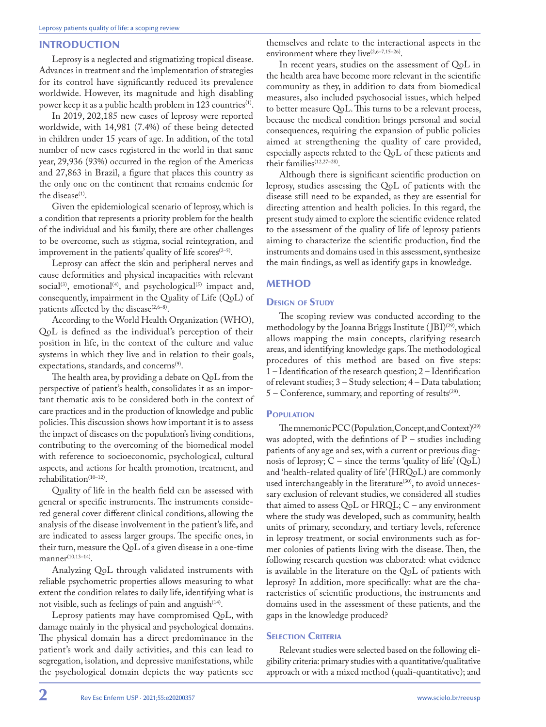## INTRODUCTION

Leprosy is a neglected and stigmatizing tropical disease. Advances in treatment and the implementation of strategies for its control have significantly reduced its prevalence worldwide. However, its magnitude and high disabling power keep it as a public health problem in 123 countries[1].

In 2019, 202,185 new cases of leprosy were reported worldwide, with 14,981 (7.4%) of these being detected in children under 15 years of age. In addition, of the total number of new cases registered in the world in that same year, 29,936 (93%) occurred in the region of the Americas and 27,863 in Brazil, a figure that places this country as the only one on the continent that remains endemic for the disease[1].

Given the epidemiological scenario of leprosy, which is a condition that represents a priority problem for the health of the individual and his family, there are other challenges to be overcome, such as stigma, social reintegration, and improvement in the patients' quality of life scores[2–5].

Leprosy can affect the skin and peripheral nerves and cause deformities and physical incapacities with relevant social[3], emotional[4], and psychological[5] impact and, consequently, impairment in the Quality of Life (QoL) of patients affected by the disease[2,6–8].

According to the World Health Organization (WHO), QoL is defined as the individual's perception of their position in life, in the context of the culture and value systems in which they live and in relation to their goals, expectations, standards, and concerns[9].

The health area, by providing a debate on QoL from the perspective of patient's health, consolidates it as an important thematic axis to be considered both in the context of care practices and in the production of knowledge and public policies. This discussion shows how important it is to assess the impact of diseases on the population's living conditions, contributing to the overcoming of the biomedical model with reference to socioeconomic, psychological, cultural aspects, and actions for health promotion, treatment, and rehabilitation[10–12].

Quality of life in the health field can be assessed with general or specific instruments. The instruments considered general cover different clinical conditions, allowing the analysis of the disease involvement in the patient's life, and are indicated to assess larger groups. The specific ones, in their turn, measure the QoL of a given disease in a one-time manner[10,13–14].

Analyzing QoL through validated instruments with reliable psychometric properties allows measuring to what extent the condition relates to daily life, identifying what is not visible, such as feelings of pain and anguish[14].

Leprosy patients may have compromised QoL, with damage mainly in the physical and psychological domains. The physical domain has a direct predominance in the patient's work and daily activities, and this can lead to segregation, isolation, and depressive manifestations, while the psychological domain depicts the way patients see themselves and relate to the interactional aspects in the environment where they live[2,6–7,15–26].

In recent years, studies on the assessment of QoL in the health area have become more relevant in the scientific community as they, in addition to data from biomedical measures, also included psychosocial issues, which helped to better measure QoL. This turns to be a relevant process, because the medical condition brings personal and social consequences, requiring the expansion of public policies aimed at strengthening the quality of care provided, especially aspects related to the QoL of these patients and their families[12,27–28].

Although there is significant scientific production on leprosy, studies assessing the QoL of patients with the disease still need to be expanded, as they are essential for directing attention and health policies. In this regard, the present study aimed to explore the scientific evidence related to the assessment of the quality of life of leprosy patients aiming to characterize the scientific production, find the instruments and domains used in this assessment, synthesize the main findings, as well as identify gaps in knowledge.

## METHOD

### Design of Study

The scoping review was conducted according to the methodology by the Joanna Briggs Institute (JBI)[29], which allows mapping the main concepts, clarifying research areas, and identifying knowledge gaps. The methodological procedures of this method are based on five steps: 1 – Identification of the research question; 2 – Identification of relevant studies; 3 – Study selection; 4 – Data tabulation; 5 – Conference, summary, and reporting of results[29].

### Population

The mnemonic PCC (Population, Concept, and Context)[29] was adopted, with the defintions of P – studies including patients of any age and sex, with a current or previous diagnosis of leprosy; C – since the terms 'quality of life' (QoL) and 'health-related quality of life' (HRQoL) are commonly used interchangeably in the literature[30], to avoid unnecessary exclusion of relevant studies, we considered all studies that aimed to assess QoL or HRQL; C – any environment where the study was developed, such as community, health units of primary, secondary, and tertiary levels, reference in leprosy treatment, or social environments such as former colonies of patients living with the disease. Then, the following research question was elaborated: what evidence is available in the literature on the QoL of patients with leprosy? In addition, more specifically: what are the characteristics of scientific productions, the instruments and domains used in the assessment of these patients, and the gaps in the knowledge produced?

### Selection Criteria

Relevant studies were selected based on the following eligibility criteria: primary studies with a quantitative/qualitative approach or with a mixed method (quali-quantitative); and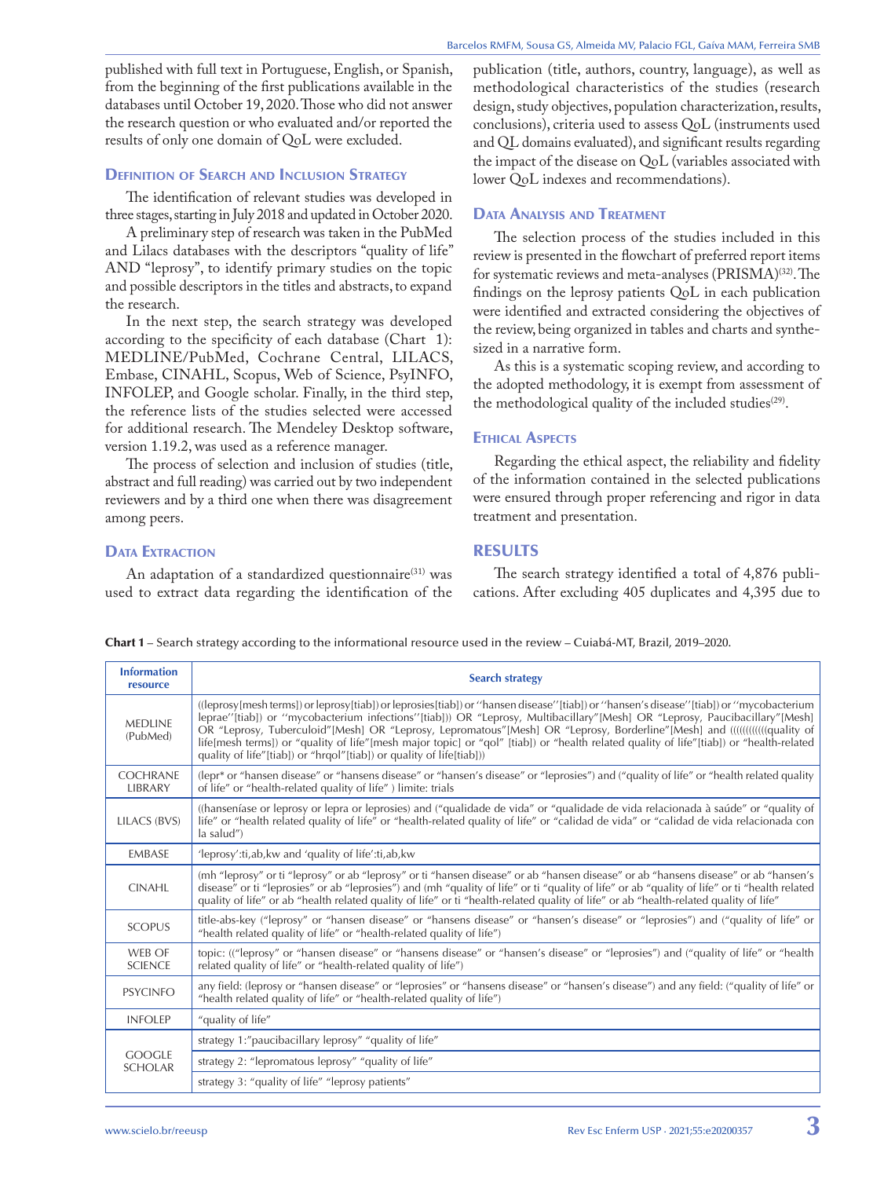published with full text in Portuguese, English, or Spanish, from the beginning of the first publications available in the databases until October 19, 2020. Those who did not answer the research question or who evaluated and/or reported the results of only one domain of QoL were excluded.

### Definition of Search and Inclusion Strategy

The identification of relevant studies was developed in three stages, starting in July 2018 and updated in October 2020.

A preliminary step of research was taken in the PubMed and Lilacs databases with the descriptors "quality of life" AND "leprosy", to identify primary studies on the topic and possible descriptors in the titles and abstracts, to expand the research.

In the next step, the search strategy was developed according to the specificity of each database (Chart 1): MEDLINE/PubMed, Cochrane Central, LILACS, Embase, CINAHL, Scopus, Web of Science, PsyINFO, INFOLEP, and Google scholar. Finally, in the third step, the reference lists of the studies selected were accessed for additional research. The Mendeley Desktop software, version 1.19.2, was used as a reference manager.

The process of selection and inclusion of studies (title, abstract and full reading) was carried out by two independent reviewers and by a third one when there was disagreement among peers.

### Data Extraction

An adaptation of a standardized questionnaire[31] was used to extract data regarding the identification of the publication (title, authors, country, language), as well as methodological characteristics of the studies (research design, study objectives, population characterization, results, conclusions), criteria used to assess QoL (instruments used and QL domains evaluated), and significant results regarding the impact of the disease on QoL (variables associated with lower QoL indexes and recommendations).

### Data Analysis and Treatment

The selection process of the studies included in this review is presented in the flowchart of preferred report items for systematic reviews and meta-analyses (PRISMA)[32]. The findings on the leprosy patients QoL in each publication were identified and extracted considering the objectives of the review, being organized in tables and charts and synthesized in a narrative form.

As this is a systematic scoping review, and according to the adopted methodology, it is exempt from assessment of the methodological quality of the included studies[29].

### Ethical Aspects

Regarding the ethical aspect, the reliability and fidelity of the information contained in the selected publications were ensured through proper referencing and rigor in data treatment and presentation.

## RESULTS

The search strategy identified a total of 4,876 publications. After excluding 405 duplicates and 4,395 due to

**Chart 1** – Search strategy according to the informational resource used in the review – Cuiabá-MT, Brazil, 2019–2020.

| Information resource | Search strategy |
|---|---|
| MEDLINE (PubMed) | ((leprosy[mesh terms]) or leprosy[tiab]) or leprosies[tiab]) or ''hansen disease''[tiab]) or ''hansen's disease''[tiab]) or ''mycobacterium leprae''[tiab]) or ''mycobacterium infections''[tiab])) OR "Leprosy, Multibacillary"[Mesh] OR "Leprosy, Paucibacillary"[Mesh] OR "Leprosy, Tuberculoid"[Mesh] OR "Leprosy, Lepromatous"[Mesh] OR "Leprosy, Borderline"[Mesh] and (((((((((((quality of life[mesh terms]) or "quality of life"[mesh major topic] or "qol" [tiab]) or "health related quality of life"[tiab]) or "health-related quality of life"[tiab]) or "hrqol"[tiab]) or quality of life[tiab])) |
| COCHRANE LIBRARY | (lepr* or "hansen disease" or "hansens disease" or "hansen's disease" or "leprosies") and ("quality of life" or "health related quality of life" or "health-related quality of life" ) limite: trials |
| LILACS (BVS) | ((hanseníase or leprosy or lepra or leprosies) and ("qualidade de vida" or "qualidade de vida relacionada à saúde" or "quality of life" or "health related quality of life" or "health-related quality of life" or "calidad de vida" or "calidad de vida relacionada con la salud") |
| EMBASE | 'leprosy':ti,ab,kw and 'quality of life':ti,ab,kw |
| CINAHL | (mh "leprosy" or ti "leprosy" or ab "leprosy" or ti "hansen disease" or ab "hansen disease" or ab "hansens disease" or ab "hansen's disease" or ti "leprosies" or ab "leprosies") and (mh "quality of life" or ti "quality of life" or ab "quality of life" or ti "health related quality of life" or ab "health related quality of life" or ti "health-related quality of life" or ab "health-related quality of life" |
| SCOPUS | title-abs-key ("leprosy" or "hansen disease" or "hansens disease" or "hansen's disease" or "leprosies") and ("quality of life" or "health related quality of life" or "health-related quality of life") |
| WEB OF SCIENCE | topic: (("leprosy" or "hansen disease" or "hansens disease" or "hansen's disease" or "leprosies") and ("quality of life" or "health related quality of life" or "health-related quality of life") |
| PSYCINFO | any field: (leprosy or "hansen disease" or "leprosies" or "hansens disease" or "hansen's disease") and any field: ("quality of life" or "health related quality of life" or "health-related quality of life") |
| INFOLEP | "quality of life" |
| GOOGLE SCHOLAR | strategy 1:"paucibacillary leprosy" "quality of life" |
| | strategy 2: "lepromatous leprosy" "quality of life" |
| | strategy 3: "quality of life" "leprosy patients" |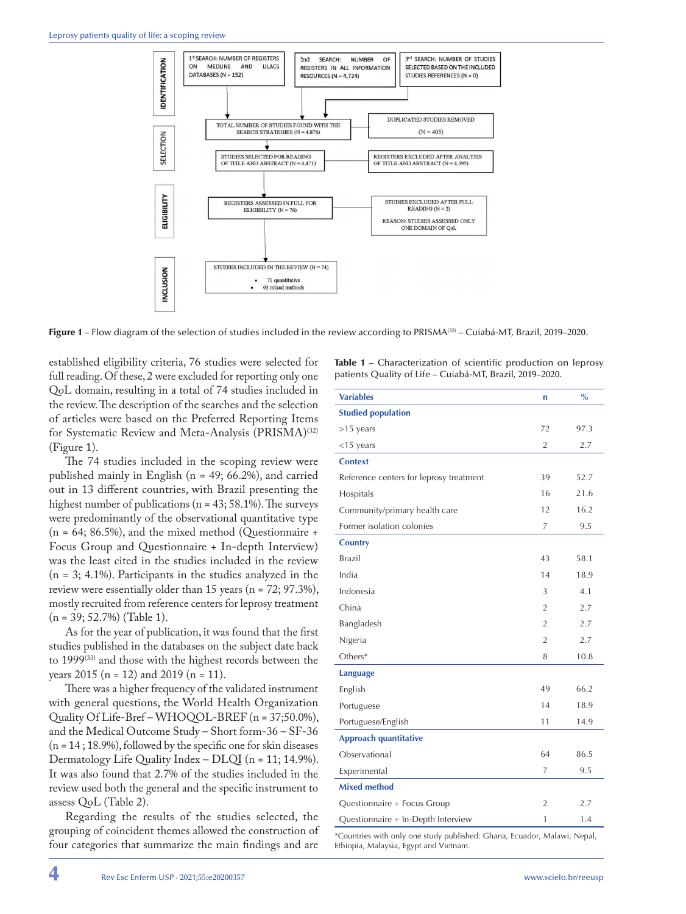IDENTIFICATION

1st SEARCH: NUMBER OF REGISTERS ON MEDLINE AND LILACS DATABASES (N = 152)

2nd SEARCH: NUMBER OF REGISTERS IN ALL INFORMATION RESOURCES (N = 4,724)

3rd SEARCH: NUMBER OF STUDIES SELECTED BASED ON THE INCLUDED STUDIES REFERENCES (N = 0)

SELECTION

TOTAL NUMBER OF STUDIES FOUND WITH THE SEARCH STRATEGIES (N = 4,876)

DUPLICATED STUDIES REMOVED (N = 405)

STUDIES SELECTED FOR READING OF TITLE AND ABSTRACT (N = 4,471)

REGISTERS EXCLUDED AFTER ANALYSIS OF TITLE AND ABSTRACT (N = 4,395)

ELIGIBILITY

REGISTERS ASSESSED IN FULL FOR ELIGIBILITY (N = 76)

STUDIES EXCLUDED AFTER FULL READING (N = 2)

REASON: STUDIES ASSESSED ONLY ONE DOMAIN OF QoL

INCLUSION

STUDIES INCLUDED IN THE REVIEW (N = 74)

- 71 quantitative
- 03 mixed methods

**Figure 1** – Flow diagram of the selection of studies included in the review according to PRISMA[32] – Cuiabá-MT, Brazil, 2019–2020.

established eligibility criteria, 76 studies were selected for full reading. Of these, 2 were excluded for reporting only one QoL domain, resulting in a total of 74 studies included in the review. The description of the searches and the selection of articles were based on the Preferred Reporting Items for Systematic Review and Meta-Analysis (PRISMA)[32] (Figure 1).

The 74 studies included in the scoping review were published mainly in English (n = 49; 66.2%), and carried out in 13 different countries, with Brazil presenting the highest number of publications (n = 43; 58.1%). The surveys were predominantly of the observational quantitative type (n = 64; 86.5%), and the mixed method (Questionnaire + Focus Group and Questionnaire + In-depth Interview) was the least cited in the studies included in the review (n = 3; 4.1%). Participants in the studies analyzed in the review were essentially older than 15 years (n = 72; 97.3%), mostly recruited from reference centers for leprosy treatment (n = 39; 52.7%) (Table 1).

As for the year of publication, it was found that the first studies published in the databases on the subject date back to 1999[33] and those with the highest records between the years 2015 (n = 12) and 2019 (n = 11).

There was a higher frequency of the validated instrument with general questions, the World Health Organization Quality Of Life-Bref – WHOQOL-BREF (n = 37;50.0%), and the Medical Outcome Study – Short form-36 – SF-36 (n = 14 ; 18.9%), followed by the specific one for skin diseases Dermatology Life Quality Index – DLQI (n = 11; 14.9%). It was also found that 2.7% of the studies included in the review used both the general and the specific instrument to assess QoL (Table 2).

Regarding the results of the studies selected, the grouping of coincident themes allowed the construction of four categories that summarize the main findings and are

**Table 1** – Characterization of scientific production on leprosy patients Quality of Life – Cuiabá-MT, Brazil, 2019–2020.

| Variables | n | % |
|---|---|---|
| **Studied population** | | |
| >15 years | 72 | 97.3 |
| <15 years | 2 | 2.7 |
| **Context** | | |
| Reference centers for leprosy treatment | 39 | 52.7 |
| Hospitals | 16 | 21.6 |
| Community/primary health care | 12 | 16.2 |
| Former isolation colonies | 7 | 9.5 |
| **Country** | | |
| Brazil | 43 | 58.1 |
| India | 14 | 18.9 |
| Indonesia | 3 | 4.1 |
| China | 2 | 2.7 |
| Bangladesh | 2 | 2.7 |
| Nigeria | 2 | 2.7 |
| Others* | 8 | 10.8 |
| **Language** | | |
| English | 49 | 66.2 |
| Portuguese | 14 | 18.9 |
| Portuguese/English | 11 | 14.9 |
| **Approach quantitative** | | |
| Observational | 64 | 86.5 |
| Experimental | 7 | 9.5 |
| **Mixed method** | | |
| Questionnaire + Focus Group | 2 | 2.7 |
| Questionnaire + In-Depth Interview | 1 | 1.4 |

*Countries with only one study published: Ghana, Ecuador, Malawi, Nepal, Ethiopia, Malaysia, Egypt and Vietnam.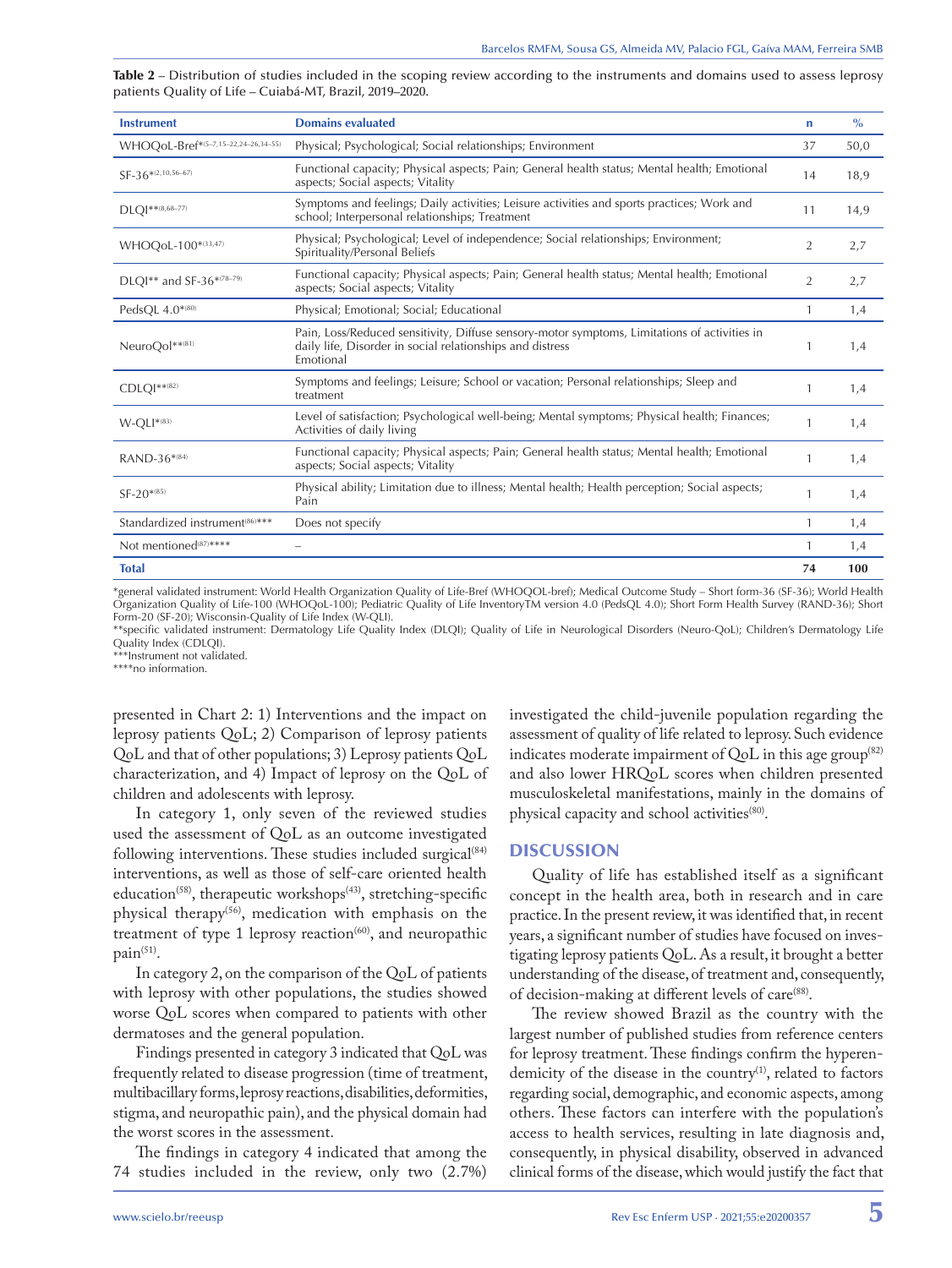**Table 2** – Distribution of studies included in the scoping review according to the instruments and domains used to assess leprosy patients Quality of Life – Cuiabá-MT, Brazil, 2019–2020.

| Instrument | Domains evaluated | n | % |
|---|---|---|---|
| WHOQoL-Bref*[5–7,15–22,24–26,34–55] | Physical; Psychological; Social relationships; Environment | 37 | 50,0 |
| SF-36*[2,10,56–67] | Functional capacity; Physical aspects; Pain; General health status; Mental health; Emotional aspects; Social aspects; Vitality | 14 | 18,9 |
| DLQI**[8,68–77] | Symptoms and feelings; Daily activities; Leisure activities and sports practices; Work and school; Interpersonal relationships; Treatment | 11 | 14,9 |
| WHOQoL-100*[33,47] | Physical; Psychological; Level of independence; Social relationships; Environment; Spirituality/Personal Beliefs | 2 | 2,7 |
| DLQI** and SF-36*[78–79] | Functional capacity; Physical aspects; Pain; General health status; Mental health; Emotional aspects; Social aspects; Vitality | 2 | 2,7 |
| PedsQL 4.0*[80] | Physical; Emotional; Social; Educational | 1 | 1,4 |
| NeuroQol**[81] | Pain, Loss/Reduced sensitivity, Diffuse sensory-motor symptoms, Limitations of activities in daily life, Disorder in social relationships and distress Emotional | 1 | 1,4 |
| CDLQI**[82] | Symptoms and feelings; Leisure; School or vacation; Personal relationships; Sleep and treatment | 1 | 1,4 |
| W-QLI*[83] | Level of satisfaction; Psychological well-being; Mental symptoms; Physical health; Finances; Activities of daily living | 1 | 1,4 |
| RAND-36*[84] | Functional capacity; Physical aspects; Pain; General health status; Mental health; Emotional aspects; Social aspects; Vitality | 1 | 1,4 |
| SF-20*[85] | Physical ability; Limitation due to illness; Mental health; Health perception; Social aspects; Pain | 1 | 1,4 |
| Standardized instrument[86]*** | Does not specify | 1 | 1,4 |
| Not mentioned[87]**** | – | 1 | 1,4 |
| **Total** | | **74** | **100** |

*general validated instrument: World Health Organization Quality of Life-Bref (WHOQOL-bref); Medical Outcome Study – Short form-36 (SF-36); World Health Organization Quality of Life-100 (WHOQoL-100); Pediatric Quality of Life InventoryTM version 4.0 (PedsQL 4.0); Short Form Health Survey (RAND-36); Short Form-20 (SF-20); Wisconsin-Quality of Life Index (W-QLI).
**specific validated instrument: Dermatology Life Quality Index (DLQI); Quality of Life in Neurological Disorders (Neuro-QoL); Children's Dermatology Life Quality Index (CDLQI).
***Instrument not validated.
****no information.

presented in Chart 2: 1) Interventions and the impact on leprosy patients QoL; 2) Comparison of leprosy patients QoL and that of other populations; 3) Leprosy patients QoL characterization, and 4) Impact of leprosy on the QoL of children and adolescents with leprosy.

In category 1, only seven of the reviewed studies used the assessment of QoL as an outcome investigated following interventions. These studies included surgical[84] interventions, as well as those of self-care oriented health education[58], therapeutic workshops[43], stretching-specific physical therapy[56], medication with emphasis on the treatment of type 1 leprosy reaction[60], and neuropathic pain[51].

In category 2, on the comparison of the QoL of patients with leprosy with other populations, the studies showed worse QoL scores when compared to patients with other dermatoses and the general population.

Findings presented in category 3 indicated that QoL was frequently related to disease progression (time of treatment, multibacillary forms, leprosy reactions, disabilities, deformities, stigma, and neuropathic pain), and the physical domain had the worst scores in the assessment.

The findings in category 4 indicated that among the 74 studies included in the review, only two (2.7%) investigated the child-juvenile population regarding the assessment of quality of life related to leprosy. Such evidence indicates moderate impairment of QoL in this age group[82] and also lower HRQoL scores when children presented musculoskeletal manifestations, mainly in the domains of physical capacity and school activities[80].

## DISCUSSION

Quality of life has established itself as a significant concept in the health area, both in research and in care practice. In the present review, it was identified that, in recent years, a significant number of studies have focused on investigating leprosy patients QoL. As a result, it brought a better understanding of the disease, of treatment and, consequently, of decision-making at different levels of care[88].

The review showed Brazil as the country with the largest number of published studies from reference centers for leprosy treatment. These findings confirm the hyperendemicity of the disease in the country[1], related to factors regarding social, demographic, and economic aspects, among others. These factors can interfere with the population's access to health services, resulting in late diagnosis and, consequently, in physical disability, observed in advanced clinical forms of the disease, which would justify the fact that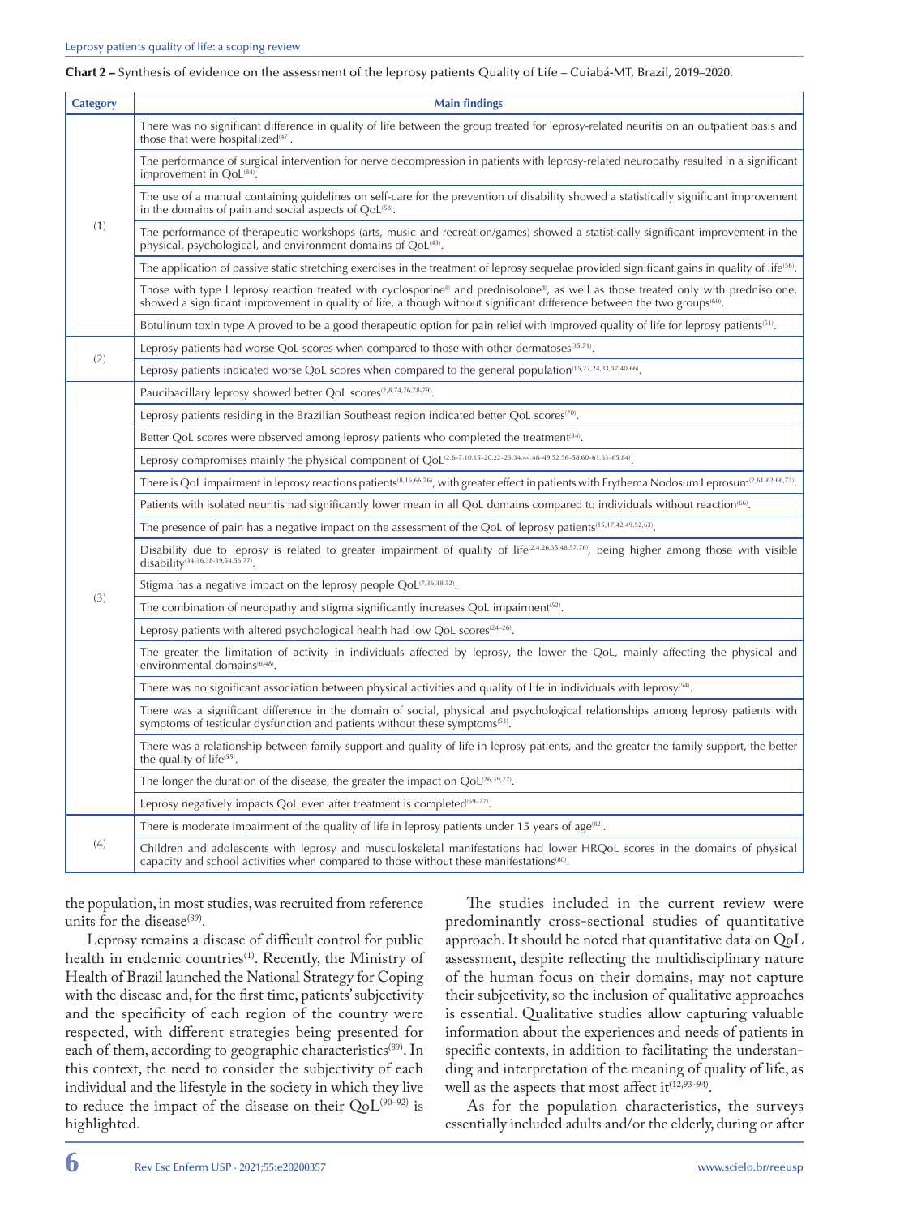**Chart 2 –** Synthesis of evidence on the assessment of the leprosy patients Quality of Life – Cuiabá-MT, Brazil, 2019–2020.

| Category | Main findings |
|---|---|
| (1) | There was no significant difference in quality of life between the group treated for leprosy-related neuritis on an outpatient basis and those that were hospitalized[47]. |
| | The performance of surgical intervention for nerve decompression in patients with leprosy-related neuropathy resulted in a significant improvement in QoL[84]. |
| | The use of a manual containing guidelines on self-care for the prevention of disability showed a statistically significant improvement in the domains of pain and social aspects of QoL[58]. |
| | The performance of therapeutic workshops (arts, music and recreation/games) showed a statistically significant improvement in the physical, psychological, and environment domains of QoL[43]. |
| | The application of passive static stretching exercises in the treatment of leprosy sequelae provided significant gains in quality of life[56]. |
| | Those with type I leprosy reaction treated with cyclosporine® and prednisolone®, as well as those treated only with prednisolone, showed a significant improvement in quality of life, although without significant difference between the two groups[60]. |
| | Botulinum toxin type A proved to be a good therapeutic option for pain relief with improved quality of life for leprosy patients[51]. |
| (2) | Leprosy patients had worse QoL scores when compared to those with other dermatoses[35,71]. |
| | Leprosy patients indicated worse QoL scores when compared to the general population[15,22,24,33,37,40,66]. |
| (3) | Paucibacillary leprosy showed better QoL scores[2,8,74,76,78-79]. |
| | Leprosy patients residing in the Brazilian Southeast region indicated better QoL scores[70]. |
| | Better QoL scores were observed among leprosy patients who completed the treatment[34]. |
| | Leprosy compromises mainly the physical component of QoL[2,6-7,10,15-20,22-23,34,44,48-49,52,56-58,60-61,63-65,84]. |
| | There is QoL impairment in leprosy reactions patients[8,16,66,76], with greater effect in patients with Erythema Nodosum Leprosum[2,61-62,66,73]. |
| | Patients with isolated neuritis had significantly lower mean in all QoL domains compared to individuals without reaction[66]. |
| | The presence of pain has a negative impact on the assessment of the QoL of leprosy patients[15,17,42,49,52,63]. |
| | Disability due to leprosy is related to greater impairment of quality of life[2,4,26,35,48,57,76], being higher among those with visible disability[34-36,38-39,54,56,77]. |
| | Stigma has a negative impact on the leprosy people QoL[7,36,38,52]. |
| | The combination of neuropathy and stigma significantly increases QoL impairment[52]. |
| | Leprosy patients with altered psychological health had low QoL scores[24-26]. |
| | The greater the limitation of activity in individuals affected by leprosy, the lower the QoL, mainly affecting the physical and environmental domains[6,48]. |
| | There was no significant association between physical activities and quality of life in individuals with leprosy[54]. |
| | There was a significant difference in the domain of social, physical and psychological relationships among leprosy patients with symptoms of testicular dysfunction and patients without these symptoms[53]. |
| | There was a relationship between family support and quality of life in leprosy patients, and the greater the family support, the better the quality of life[55]. |
| | The longer the duration of the disease, the greater the impact on QoL[26,39,77]. |
| | Leprosy negatively impacts QoL even after treatment is completed[69-77]. |
| (4) | There is moderate impairment of the quality of life in leprosy patients under 15 years of age[82]. |
| | Children and adolescents with leprosy and musculoskeletal manifestations had lower HRQoL scores in the domains of physical capacity and school activities when compared to those without these manifestations[80]. |

the population, in most studies, was recruited from reference units for the disease[89].

Leprosy remains a disease of difficult control for public health in endemic countries[1]. Recently, the Ministry of Health of Brazil launched the National Strategy for Coping with the disease and, for the first time, patients' subjectivity and the specificity of each region of the country were respected, with different strategies being presented for each of them, according to geographic characteristics[89]. In this context, the need to consider the subjectivity of each individual and the lifestyle in the society in which they live to reduce the impact of the disease on their QoL[90–92] is highlighted.

The studies included in the current review were predominantly cross-sectional studies of quantitative approach. It should be noted that quantitative data on QoL assessment, despite reflecting the multidisciplinary nature of the human focus on their domains, may not capture their subjectivity, so the inclusion of qualitative approaches is essential. Qualitative studies allow capturing valuable information about the experiences and needs of patients in specific contexts, in addition to facilitating the understanding and interpretation of the meaning of quality of life, as well as the aspects that most affect it[12,93–94].

As for the population characteristics, the surveys essentially included adults and/or the elderly, during or after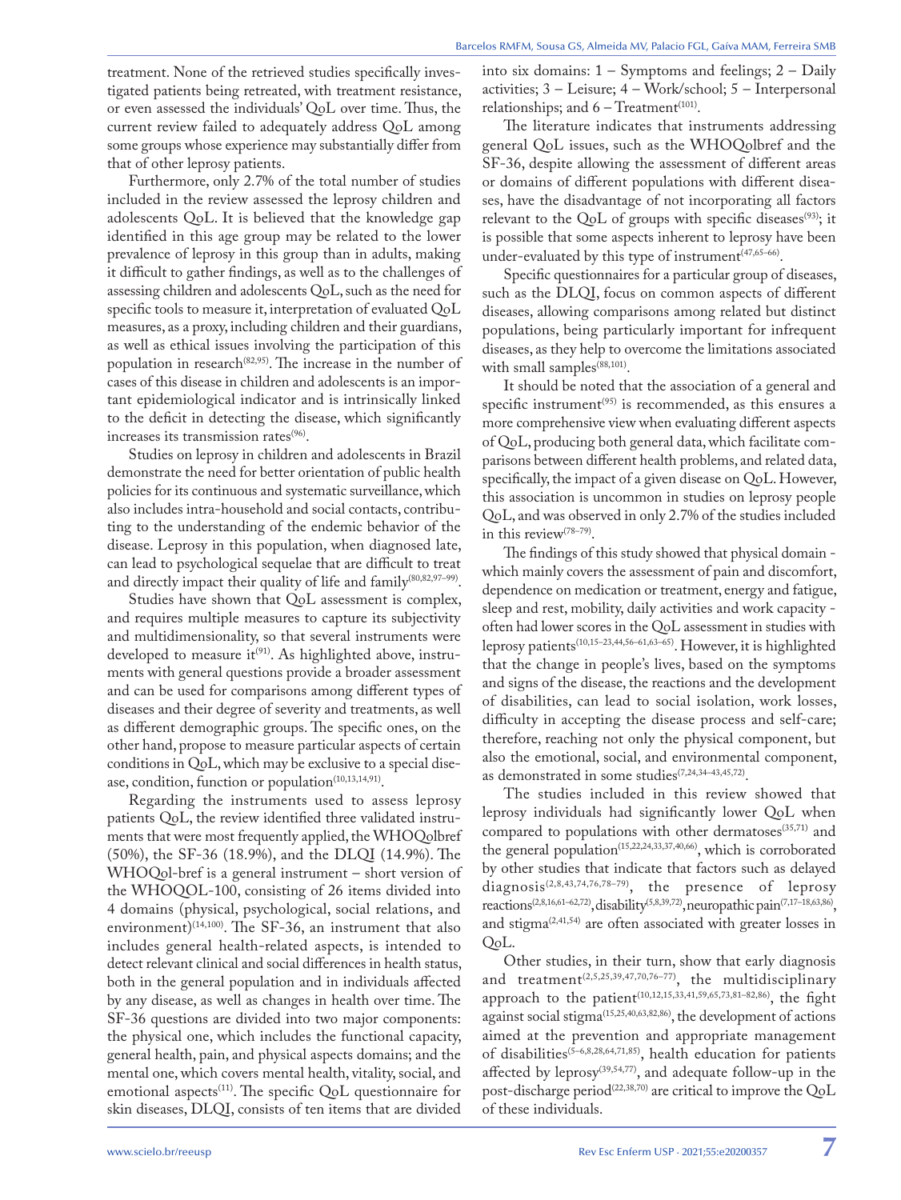treatment. None of the retrieved studies specifically investigated patients being retreated, with treatment resistance, or even assessed the individuals' QoL over time. Thus, the current review failed to adequately address QoL among some groups whose experience may substantially differ from that of other leprosy patients.

Furthermore, only 2.7% of the total number of studies included in the review assessed the leprosy children and adolescents QoL. It is believed that the knowledge gap identified in this age group may be related to the lower prevalence of leprosy in this group than in adults, making it difficult to gather findings, as well as to the challenges of assessing children and adolescents QoL, such as the need for specific tools to measure it, interpretation of evaluated QoL measures, as a proxy, including children and their guardians, as well as ethical issues involving the participation of this population in research[82,95]. The increase in the number of cases of this disease in children and adolescents is an important epidemiological indicator and is intrinsically linked to the deficit in detecting the disease, which significantly increases its transmission rates[96].

Studies on leprosy in children and adolescents in Brazil demonstrate the need for better orientation of public health policies for its continuous and systematic surveillance, which also includes intra-household and social contacts, contributing to the understanding of the endemic behavior of the disease. Leprosy in this population, when diagnosed late, can lead to psychological sequelae that are difficult to treat and directly impact their quality of life and family[80,82,97–99].

Studies have shown that QoL assessment is complex, and requires multiple measures to capture its subjectivity and multidimensionality, so that several instruments were developed to measure it[91]. As highlighted above, instruments with general questions provide a broader assessment and can be used for comparisons among different types of diseases and their degree of severity and treatments, as well as different demographic groups. The specific ones, on the other hand, propose to measure particular aspects of certain conditions in QoL, which may be exclusive to a special disease, condition, function or population[10,13,14,91].

Regarding the instruments used to assess leprosy patients QoL, the review identified three validated instruments that were most frequently applied, the WHOQolbref (50%), the SF-36 (18.9%), and the DLQI (14.9%). The WHOQol-bref is a general instrument – short version of the WHOQOL-100, consisting of 26 items divided into 4 domains (physical, psychological, social relations, and environment)[14,100]. The SF-36, an instrument that also includes general health-related aspects, is intended to detect relevant clinical and social differences in health status, both in the general population and in individuals affected by any disease, as well as changes in health over time. The SF-36 questions are divided into two major components: the physical one, which includes the functional capacity, general health, pain, and physical aspects domains; and the mental one, which covers mental health, vitality, social, and emotional aspects[11]. The specific QoL questionnaire for skin diseases, DLQI, consists of ten items that are divided into six domains: 1 – Symptoms and feelings; 2 – Daily activities; 3 – Leisure; 4 – Work/school; 5 – Interpersonal relationships; and 6 – Treatment[101].

The literature indicates that instruments addressing general QoL issues, such as the WHOQolbref and the SF-36, despite allowing the assessment of different areas or domains of different populations with different diseases, have the disadvantage of not incorporating all factors relevant to the QoL of groups with specific diseases[93]; it is possible that some aspects inherent to leprosy have been under-evaluated by this type of instrument[47,65–66].

Specific questionnaires for a particular group of diseases, such as the DLQI, focus on common aspects of different diseases, allowing comparisons among related but distinct populations, being particularly important for infrequent diseases, as they help to overcome the limitations associated with small samples[88,101].

It should be noted that the association of a general and specific instrument[95] is recommended, as this ensures a more comprehensive view when evaluating different aspects of QoL, producing both general data, which facilitate comparisons between different health problems, and related data, specifically, the impact of a given disease on QoL. However, this association is uncommon in studies on leprosy people QoL, and was observed in only 2.7% of the studies included in this review[78–79].

The findings of this study showed that physical domain - which mainly covers the assessment of pain and discomfort, dependence on medication or treatment, energy and fatigue, sleep and rest, mobility, daily activities and work capacity - often had lower scores in the QoL assessment in studies with leprosy patients[10,15–23,44,56–61,63–65]. However, it is highlighted that the change in people's lives, based on the symptoms and signs of the disease, the reactions and the development of disabilities, can lead to social isolation, work losses, difficulty in accepting the disease process and self-care; therefore, reaching not only the physical component, but also the emotional, social, and environmental component, as demonstrated in some studies[7,24,34–43,45,72].

The studies included in this review showed that leprosy individuals had significantly lower QoL when compared to populations with other dermatoses[35,71] and the general population[15,22,24,33,37,40,66], which is corroborated by other studies that indicate that factors such as delayed diagnosis[2,8,43,74,76,78–79], the presence of leprosy reactions[2,8,16,61–62,72], disability[5,8,39,72], neuropathic pain[7,17–18,63,86], and stigma[2,41,54] are often associated with greater losses in QoL.

Other studies, in their turn, show that early diagnosis and treatment[2,5,25,39,47,70,76–77], the multidisciplinary approach to the patient[10,12,15,33,41,59,65,73,81–82,86], the fight against social stigma[15,25,40,63,82,86], the development of actions aimed at the prevention and appropriate management of disabilities[5–6,8,28,64,71,85], health education for patients affected by leprosy[39,54,77], and adequate follow-up in the post-discharge period[22,38,70] are critical to improve the QoL of these individuals.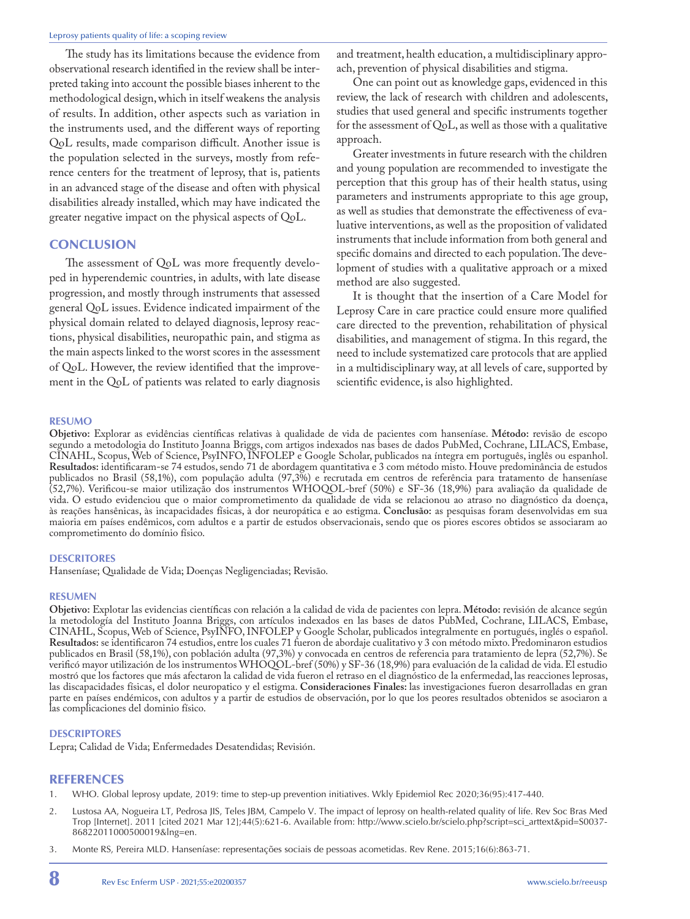The study has its limitations because the evidence from observational research identified in the review shall be interpreted taking into account the possible biases inherent to the methodological design, which in itself weakens the analysis of results. In addition, other aspects such as variation in the instruments used, and the different ways of reporting QoL results, made comparison difficult. Another issue is the population selected in the surveys, mostly from reference centers for the treatment of leprosy, that is, patients in an advanced stage of the disease and often with physical disabilities already installed, which may have indicated the greater negative impact on the physical aspects of QoL.

## CONCLUSION

The assessment of QoL was more frequently developed in hyperendemic countries, in adults, with late disease progression, and mostly through instruments that assessed general QoL issues. Evidence indicated impairment of the physical domain related to delayed diagnosis, leprosy reactions, physical disabilities, neuropathic pain, and stigma as the main aspects linked to the worst scores in the assessment of QoL. However, the review identified that the improvement in the QoL of patients was related to early diagnosis and treatment, health education, a multidisciplinary approach, prevention of physical disabilities and stigma.

One can point out as knowledge gaps, evidenced in this review, the lack of research with children and adolescents, studies that used general and specific instruments together for the assessment of QoL, as well as those with a qualitative approach.

Greater investments in future research with the children and young population are recommended to investigate the perception that this group has of their health status, using parameters and instruments appropriate to this age group, as well as studies that demonstrate the effectiveness of evaluative interventions, as well as the proposition of validated instruments that include information from both general and specific domains and directed to each population. The development of studies with a qualitative approach or a mixed method are also suggested.

It is thought that the insertion of a Care Model for Leprosy Care in care practice could ensure more qualified care directed to the prevention, rehabilitation of physical disabilities, and management of stigma. In this regard, the need to include systematized care protocols that are applied in a multidisciplinary way, at all levels of care, supported by scientific evidence, is also highlighted.

### RESUMO

**Objetivo:** Explorar as evidências científicas relativas à qualidade de vida de pacientes com hanseníase. **Método:** revisão de escopo segundo a metodologia do Instituto Joanna Briggs, com artigos indexados nas bases de dados PubMed, Cochrane, LILACS, Embase, CINAHL, Scopus, Web of Science, PsyINFO, INFOLEP e Google Scholar, publicados na íntegra em português, inglês ou espanhol. **Resultados:** identificaram-se 74 estudos, sendo 71 de abordagem quantitativa e 3 com método misto. Houve predominância de estudos publicados no Brasil (58,1%), com população adulta (97,3%) e recrutada em centros de referência para tratamento de hanseníase (52,7%). Verificou-se maior utilização dos instrumentos WHOQOL-bref (50%) e SF-36 (18,9%) para avaliação da qualidade de vida. O estudo evidenciou que o maior comprometimento da qualidade de vida se relacionou ao atraso no diagnóstico da doença, às reações hansênicas, às incapacidades físicas, à dor neuropática e ao estigma. **Conclusão:** as pesquisas foram desenvolvidas em sua maioria em países endêmicos, com adultos e a partir de estudos observacionais, sendo que os piores escores obtidos se associaram ao comprometimento do domínio físico.

### DESCRITORES

Hanseníase; Qualidade de Vida; Doenças Negligenciadas; Revisão.

### RESUMEN

**Objetivo:** Explotar las evidencias científicas con relación a la calidad de vida de pacientes con lepra. **Método:** revisión de alcance según la metodología del Instituto Joanna Briggs, con artículos indexados en las bases de datos PubMed, Cochrane, LILACS, Embase, CINAHL, Scopus, Web of Science, PsyINFO, INFOLEP y Google Scholar, publicados integralmente en portugués, inglés o español. **Resultados:** se identificaron 74 estudios, entre los cuales 71 fueron de abordaje cualitativo y 3 con método mixto. Predominaron estudios publicados en Brasil (58,1%), con población adulta (97,3%) y convocada en centros de referencia para tratamiento de lepra (52,7%). Se verificó mayor utilización de los instrumentos WHOQOL-bref (50%) y SF-36 (18,9%) para evaluación de la calidad de vida. El estudio mostró que los factores que más afectaron la calidad de vida fueron el retraso en el diagnóstico de la enfermedad, las reacciones leprosas, las discapacidades físicas, el dolor neuropatico y el estigma. **Consideraciones Finales:** las investigaciones fueron desarrolladas en gran parte en países endémicos, con adultos y a partir de estudios de observación, por lo que los peores resultados obtenidos se asociaron a las complicaciones del dominio físico.

### DESCRIPTORES

Lepra; Calidad de Vida; Enfermedades Desatendidas; Revisión.

## REFERENCES

1. WHO. Global leprosy update, 2019: time to step-up prevention initiatives. Wkly Epidemiol Rec 2020;36(95):417-440.
2. Lustosa AA, Nogueira LT, Pedrosa JIS, Teles JBM, Campelo V. The impact of leprosy on health-related quality of life. Rev Soc Bras Med Trop [Internet]. 2011 [cited 2021 Mar 12];44(5):621-6. Available from: http://www.scielo.br/scielo.php?script=sci_arttext&pid=S0037-86822011000500019&lng=en.
3. Monte RS, Pereira MLD. Hanseníase: representações sociais de pessoas acometidas. Rev Rene. 2015;16(6):863-71.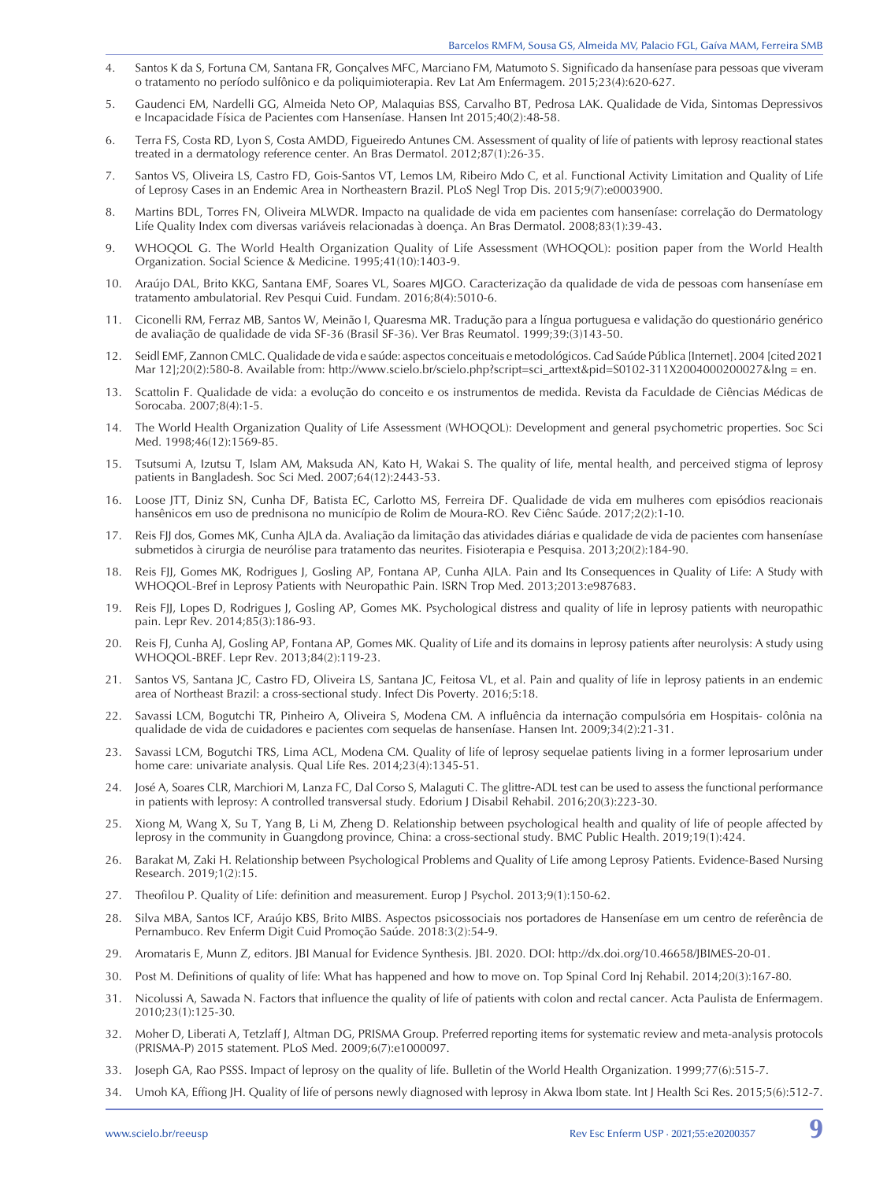4. Santos K da S, Fortuna CM, Santana FR, Gonçalves MFC, Marciano FM, Matumoto S. Significado da hanseníase para pessoas que viveram o tratamento no período sulfônico e da poliquimioterapia. Rev Lat Am Enfermagem. 2015;23(4):620-627.
5. Gaudenci EM, Nardelli GG, Almeida Neto OP, Malaquias BSS, Carvalho BT, Pedrosa LAK. Qualidade de Vida, Sintomas Depressivos e Incapacidade Física de Pacientes com Hanseníase. Hansen Int 2015;40(2):48-58.
6. Terra FS, Costa RD, Lyon S, Costa AMDD, Figueiredo Antunes CM. Assessment of quality of life of patients with leprosy reactional states treated in a dermatology reference center. An Bras Dermatol. 2012;87(1):26-35.
7. Santos VS, Oliveira LS, Castro FD, Gois-Santos VT, Lemos LM, Ribeiro Mdo C, et al. Functional Activity Limitation and Quality of Life of Leprosy Cases in an Endemic Area in Northeastern Brazil. PLoS Negl Trop Dis. 2015;9(7):e0003900.
8. Martins BDL, Torres FN, Oliveira MLWDR. Impacto na qualidade de vida em pacientes com hanseníase: correlação do Dermatology Life Quality Index com diversas variáveis relacionadas à doença. An Bras Dermatol. 2008;83(1):39-43.
9. WHOQOL G. The World Health Organization Quality of Life Assessment (WHOQOL): position paper from the World Health Organization. Social Science & Medicine. 1995;41(10):1403-9.
10. Araújo DAL, Brito KKG, Santana EMF, Soares VL, Soares MJGO. Caracterização da qualidade de vida de pessoas com hanseníase em tratamento ambulatorial. Rev Pesqui Cuid. Fundam. 2016;8(4):5010-6.
11. Ciconelli RM, Ferraz MB, Santos W, Meinão I, Quaresma MR. Tradução para a língua portuguesa e validação do questionário genérico de avaliação de qualidade de vida SF-36 (Brasil SF-36). Ver Bras Reumatol. 1999;39:(3)143-50.
12. Seidl EMF, Zannon CMLC. Qualidade de vida e saúde: aspectos conceituais e metodológicos. Cad Saúde Pública [Internet]. 2004 [cited 2021 Mar 12];20(2):580-8. Available from: http://www.scielo.br/scielo.php?script=sci_arttext&pid=S0102-311X2004000200027&lng = en.
13. Scattolin F. Qualidade de vida: a evolução do conceito e os instrumentos de medida. Revista da Faculdade de Ciências Médicas de Sorocaba. 2007;8(4):1-5.
14. The World Health Organization Quality of Life Assessment (WHOQOL): Development and general psychometric properties. Soc Sci Med. 1998;46(12):1569-85.
15. Tsutsumi A, Izutsu T, Islam AM, Maksuda AN, Kato H, Wakai S. The quality of life, mental health, and perceived stigma of leprosy patients in Bangladesh. Soc Sci Med. 2007;64(12):2443-53.
16. Loose JTT, Diniz SN, Cunha DF, Batista EC, Carlotto MS, Ferreira DF. Qualidade de vida em mulheres com episódios reacionais hansênicos em uso de prednisona no município de Rolim de Moura-RO. Rev Ciênc Saúde. 2017;2(2):1-10.
17. Reis FJJ dos, Gomes MK, Cunha AJLA da. Avaliação da limitação das atividades diárias e qualidade de vida de pacientes com hanseníase submetidos à cirurgia de neurólise para tratamento das neurites. Fisioterapia e Pesquisa. 2013;20(2):184-90.
18. Reis FJJ, Gomes MK, Rodrigues J, Gosling AP, Fontana AP, Cunha AJLA. Pain and Its Consequences in Quality of Life: A Study with WHOQOL-Bref in Leprosy Patients with Neuropathic Pain. ISRN Trop Med. 2013;2013:e987683.
19. Reis FJJ, Lopes D, Rodrigues J, Gosling AP, Gomes MK. Psychological distress and quality of life in leprosy patients with neuropathic pain. Lepr Rev. 2014;85(3):186-93.
20. Reis FJ, Cunha AJ, Gosling AP, Fontana AP, Gomes MK. Quality of Life and its domains in leprosy patients after neurolysis: A study using WHOQOL-BREF. Lepr Rev. 2013;84(2):119-23.
21. Santos VS, Santana JC, Castro FD, Oliveira LS, Santana JC, Feitosa VL, et al. Pain and quality of life in leprosy patients in an endemic area of Northeast Brazil: a cross-sectional study. Infect Dis Poverty. 2016;5:18.
22. Savassi LCM, Bogutchi TR, Pinheiro A, Oliveira S, Modena CM. A influência da internação compulsória em Hospitais- colônia na qualidade de vida de cuidadores e pacientes com sequelas de hanseníase. Hansen Int. 2009;34(2):21-31.
23. Savassi LCM, Bogutchi TRS, Lima ACL, Modena CM. Quality of life of leprosy sequelae patients living in a former leprosarium under home care: univariate analysis. Qual Life Res. 2014;23(4):1345-51.
24. José A, Soares CLR, Marchiori M, Lanza FC, Dal Corso S, Malaguti C. The glittre-ADL test can be used to assess the functional performance in patients with leprosy: A controlled transversal study. Edorium J Disabil Rehabil. 2016;20(3):223-30.
25. Xiong M, Wang X, Su T, Yang B, Li M, Zheng D. Relationship between psychological health and quality of life of people affected by leprosy in the community in Guangdong province, China: a cross-sectional study. BMC Public Health. 2019;19(1):424.
26. Barakat M, Zaki H. Relationship between Psychological Problems and Quality of Life among Leprosy Patients. Evidence-Based Nursing Research. 2019;1(2):15.
27. Theofilou P. Quality of Life: definition and measurement. Europ J Psychol. 2013;9(1):150-62.
28. Silva MBA, Santos ICF, Araújo KBS, Brito MIBS. Aspectos psicossociais nos portadores de Hanseníase em um centro de referência de Pernambuco. Rev Enferm Digit Cuid Promoção Saúde. 2018:3(2):54-9.
29. Aromataris E, Munn Z, editors. JBI Manual for Evidence Synthesis. JBI. 2020. DOI: http://dx.doi.org/10.46658/JBIMES-20-01.
30. Post M. Definitions of quality of life: What has happened and how to move on. Top Spinal Cord Inj Rehabil. 2014;20(3):167-80.
31. Nicolussi A, Sawada N. Factors that influence the quality of life of patients with colon and rectal cancer. Acta Paulista de Enfermagem. 2010;23(1):125-30.
32. Moher D, Liberati A, Tetzlaff J, Altman DG, PRISMA Group. Preferred reporting items for systematic review and meta-analysis protocols (PRISMA-P) 2015 statement. PLoS Med. 2009;6(7):e1000097.
33. Joseph GA, Rao PSSS. Impact of leprosy on the quality of life. Bulletin of the World Health Organization. 1999;77(6):515-7.
34. Umoh KA, Effiong JH. Quality of life of persons newly diagnosed with leprosy in Akwa Ibom state. Int J Health Sci Res. 2015;5(6):512-7.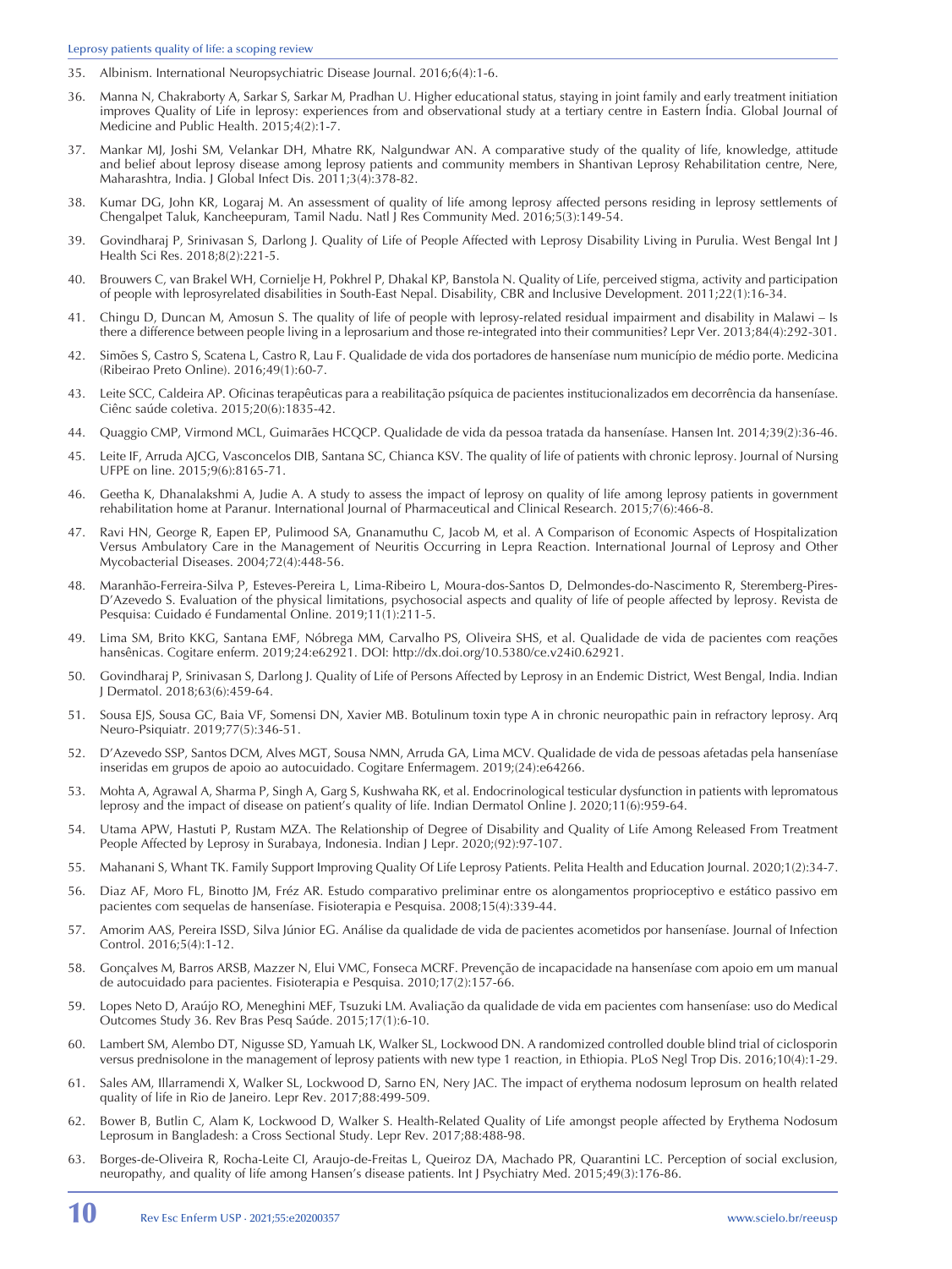35. Albinism. International Neuropsychiatric Disease Journal. 2016;6(4):1-6.

36. Manna N, Chakraborty A, Sarkar S, Sarkar M, Pradhan U. Higher educational status, staying in joint family and early treatment initiation improves Quality of Life in leprosy: experiences from and observational study at a tertiary centre in Eastern Índia. Global Journal of Medicine and Public Health. 2015;4(2):1-7.

37. Mankar MJ, Joshi SM, Velankar DH, Mhatre RK, Nalgundwar AN. A comparative study of the quality of life, knowledge, attitude and belief about leprosy disease among leprosy patients and community members in Shantivan Leprosy Rehabilitation centre, Nere, Maharashtra, India. J Global Infect Dis. 2011;3(4):378-82.

38. Kumar DG, John KR, Logaraj M. An assessment of quality of life among leprosy affected persons residing in leprosy settlements of Chengalpet Taluk, Kancheepuram, Tamil Nadu. Natl J Res Community Med. 2016;5(3):149-54.

39. Govindharaj P, Srinivasan S, Darlong J. Quality of Life of People Affected with Leprosy Disability Living in Purulia. West Bengal Int J Health Sci Res. 2018;8(2):221-5.

40. Brouwers C, van Brakel WH, Cornielje H, Pokhrel P, Dhakal KP, Banstola N. Quality of Life, perceived stigma, activity and participation of people with leprosyrelated disabilities in South-East Nepal. Disability, CBR and Inclusive Development. 2011;22(1):16-34.

41. Chingu D, Duncan M, Amosun S. The quality of life of people with leprosy-related residual impairment and disability in Malawi – Is there a difference between people living in a leprosarium and those re-integrated into their communities? Lepr Ver. 2013;84(4):292-301.

42. Simões S, Castro S, Scatena L, Castro R, Lau F. Qualidade de vida dos portadores de hanseníase num município de médio porte. Medicina (Ribeirao Preto Online). 2016;49(1):60-7.

43. Leite SCC, Caldeira AP. Oficinas terapêuticas para a reabilitação psíquica de pacientes institucionalizados em decorrência da hanseníase. Ciênc saúde coletiva. 2015;20(6):1835-42.

44. Quaggio CMP, Virmond MCL, Guimarães HCQCP. Qualidade de vida da pessoa tratada da hanseníase. Hansen Int. 2014;39(2):36-46.

45. Leite IF, Arruda AJCG, Vasconcelos DIB, Santana SC, Chianca KSV. The quality of life of patients with chronic leprosy. Journal of Nursing UFPE on line. 2015;9(6):8165-71.

46. Geetha K, Dhanalakshmi A, Judie A. A study to assess the impact of leprosy on quality of life among leprosy patients in government rehabilitation home at Paranur. International Journal of Pharmaceutical and Clinical Research. 2015;7(6):466-8.

47. Ravi HN, George R, Eapen EP, Pulimood SA, Gnanamuthu C, Jacob M, et al. A Comparison of Economic Aspects of Hospitalization Versus Ambulatory Care in the Management of Neuritis Occurring in Lepra Reaction. International Journal of Leprosy and Other Mycobacterial Diseases. 2004;72(4):448-56.

48. Maranhão-Ferreira-Silva P, Esteves-Pereira L, Lima-Ribeiro L, Moura-dos-Santos D, Delmondes-do-Nascimento R, Steremberg-Pires-D'Azevedo S. Evaluation of the physical limitations, psychosocial aspects and quality of life of people affected by leprosy. Revista de Pesquisa: Cuidado é Fundamental Online. 2019;11(1):211-5.

49. Lima SM, Brito KKG, Santana EMF, Nóbrega MM, Carvalho PS, Oliveira SHS, et al. Qualidade de vida de pacientes com reações hansênicas. Cogitare enferm. 2019;24:e62921. DOI: http://dx.doi.org/10.5380/ce.v24i0.62921.

50. Govindharaj P, Srinivasan S, Darlong J. Quality of Life of Persons Affected by Leprosy in an Endemic District, West Bengal, India. Indian J Dermatol. 2018;63(6):459-64.

51. Sousa EJS, Sousa GC, Baia VF, Somensi DN, Xavier MB. Botulinum toxin type A in chronic neuropathic pain in refractory leprosy. Arq Neuro-Psiquiatr. 2019;77(5):346-51.

52. D'Azevedo SSP, Santos DCM, Alves MGT, Sousa NMN, Arruda GA, Lima MCV. Qualidade de vida de pessoas afetadas pela hanseníase inseridas em grupos de apoio ao autocuidado. Cogitare Enfermagem. 2019;(24):e64266.

53. Mohta A, Agrawal A, Sharma P, Singh A, Garg S, Kushwaha RK, et al. Endocrinological testicular dysfunction in patients with lepromatous leprosy and the impact of disease on patient's quality of life. Indian Dermatol Online J. 2020;11(6):959-64.

54. Utama APW, Hastuti P, Rustam MZA. The Relationship of Degree of Disability and Quality of Life Among Released From Treatment People Affected by Leprosy in Surabaya, Indonesia. Indian J Lepr. 2020;(92):97-107.

55. Mahanani S, Whant TK. Family Support Improving Quality Of Life Leprosy Patients. Pelita Health and Education Journal. 2020;1(2):34-7.

56. Diaz AF, Moro FL, Binotto JM, Fréz AR. Estudo comparativo preliminar entre os alongamentos proprioceptivo e estático passivo em pacientes com sequelas de hanseníase. Fisioterapia e Pesquisa. 2008;15(4):339-44.

57. Amorim AAS, Pereira ISSD, Silva Júnior EG. Análise da qualidade de vida de pacientes acometidos por hanseníase. Journal of Infection Control. 2016;5(4):1-12.

58. Gonçalves M, Barros ARSB, Mazzer N, Elui VMC, Fonseca MCRF. Prevenção de incapacidade na hanseníase com apoio em um manual de autocuidado para pacientes. Fisioterapia e Pesquisa. 2010;17(2):157-66.

59. Lopes Neto D, Araújo RO, Meneghini MEF, Tsuzuki LM. Avaliação da qualidade de vida em pacientes com hanseníase: uso do Medical Outcomes Study 36. Rev Bras Pesq Saúde. 2015;17(1):6-10.

60. Lambert SM, Alembo DT, Nigusse SD, Yamuah LK, Walker SL, Lockwood DN. A randomized controlled double blind trial of ciclosporin versus prednisolone in the management of leprosy patients with new type 1 reaction, in Ethiopia. PLoS Negl Trop Dis. 2016;10(4):1-29.

61. Sales AM, Illarramendi X, Walker SL, Lockwood D, Sarno EN, Nery JAC. The impact of erythema nodosum leprosum on health related quality of life in Rio de Janeiro. Lepr Rev. 2017;88:499-509.

62. Bower B, Butlin C, Alam K, Lockwood D, Walker S. Health-Related Quality of Life amongst people affected by Erythema Nodosum Leprosum in Bangladesh: a Cross Sectional Study. Lepr Rev. 2017;88:488-98.

63. Borges-de-Oliveira R, Rocha-Leite CI, Araujo-de-Freitas L, Queiroz DA, Machado PR, Quarantini LC. Perception of social exclusion, neuropathy, and quality of life among Hansen's disease patients. Int J Psychiatry Med. 2015;49(3):176-86.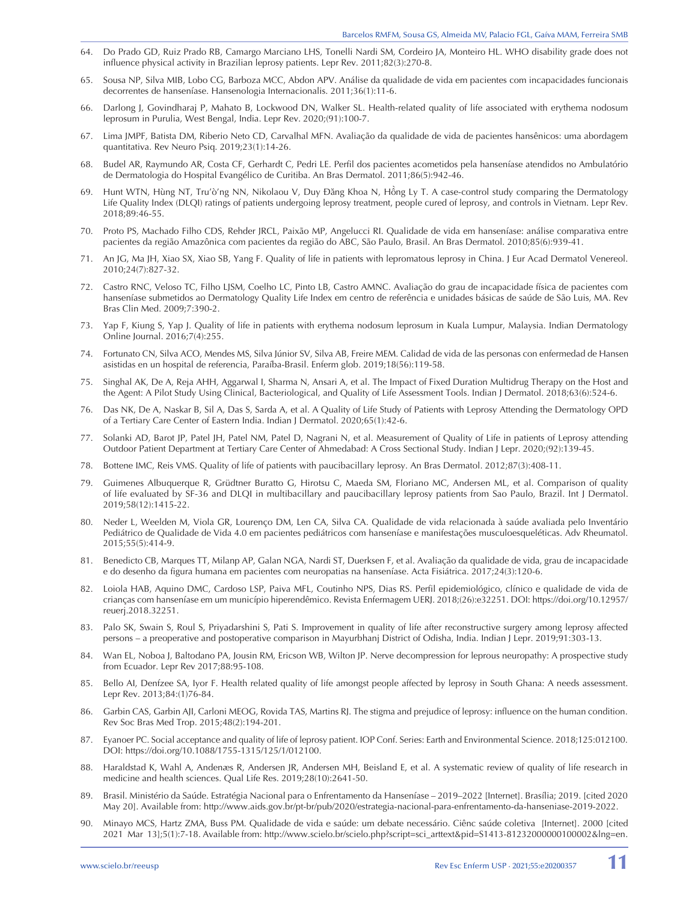64. Do Prado GD, Ruiz Prado RB, Camargo Marciano LHS, Tonelli Nardi SM, Cordeiro JA, Monteiro HL. WHO disability grade does not influence physical activity in Brazilian leprosy patients. Lepr Rev. 2011;82(3):270-8.

65. Sousa NP, Silva MIB, Lobo CG, Barboza MCC, Abdon APV. Análise da qualidade de vida em pacientes com incapacidades funcionais decorrentes de hanseníase. Hansenologia Internacionalis. 2011;36(1):11-6.

66. Darlong J, Govindharaj P, Mahato B, Lockwood DN, Walker SL. Health-related quality of life associated with erythema nodosum leprosum in Purulia, West Bengal, India. Lepr Rev. 2020;(91):100-7.

67. Lima JMPF, Batista DM, Riberio Neto CD, Carvalhal MFN. Avaliação da qualidade de vida de pacientes hansênicos: uma abordagem quantitativa. Rev Neuro Psiq. 2019;23(1):14-26.

68. Budel AR, Raymundo AR, Costa CF, Gerhardt C, Pedri LE. Perfil dos pacientes acometidos pela hanseníase atendidos no Ambulatório de Dermatologia do Hospital Evangélico de Curitiba. An Bras Dermatol. 2011;86(5):942-46.

69. Hunt WTN, Hùng NT, Trư'ờ'ng NN, Nikolaou V, Duy Đăng Khoa N, Hồng Ly T. A case-control study comparing the Dermatology Life Quality Index (DLQI) ratings of patients undergoing leprosy treatment, people cured of leprosy, and controls in Vietnam. Lepr Rev. 2018;89:46-55.

70. Proto PS, Machado Filho CDS, Rehder JRCL, Paixão MP, Angelucci RI. Qualidade de vida em hanseníase: análise comparativa entre pacientes da região Amazônica com pacientes da região do ABC, São Paulo, Brasil. An Bras Dermatol. 2010;85(6):939-41.

71. An JG, Ma JH, Xiao SX, Xiao SB, Yang F. Quality of life in patients with lepromatous leprosy in China. J Eur Acad Dermatol Venereol. 2010;24(7):827-32.

72. Castro RNC, Veloso TC, Filho LJSM, Coelho LC, Pinto LB, Castro AMNC. Avaliação do grau de incapacidade física de pacientes com hanseníase submetidos ao Dermatology Quality Life Index em centro de referência e unidades básicas de saúde de São Luis, MA. Rev Bras Clin Med. 2009;7:390-2.

73. Yap F, Kiung S, Yap J. Quality of life in patients with erythema nodosum leprosum in Kuala Lumpur, Malaysia. Indian Dermatology Online Journal. 2016;7(4):255.

74. Fortunato CN, Silva ACO, Mendes MS, Silva Júnior SV, Silva AB, Freire MEM. Calidad de vida de las personas con enfermedad de Hansen asistidas en un hospital de referencia, Paraíba-Brasil. Enferm glob. 2019;18(56):119-58.

75. Singhal AK, De A, Reja AHH, Aggarwal I, Sharma N, Ansari A, et al. The Impact of Fixed Duration Multidrug Therapy on the Host and the Agent: A Pilot Study Using Clinical, Bacteriological, and Quality of Life Assessment Tools. Indian J Dermatol. 2018;63(6):524-6.

76. Das NK, De A, Naskar B, Sil A, Das S, Sarda A, et al. A Quality of Life Study of Patients with Leprosy Attending the Dermatology OPD of a Tertiary Care Center of Eastern India. Indian J Dermatol. 2020;65(1):42-6.

77. Solanki AD, Barot JP, Patel JH, Patel NM, Patel D, Nagrani N, et al. Measurement of Quality of Life in patients of Leprosy attending Outdoor Patient Department at Tertiary Care Center of Ahmedabad: A Cross Sectional Study. Indian J Lepr. 2020;(92):139-45.

78. Bottene IMC, Reis VMS. Quality of life of patients with paucibacillary leprosy. An Bras Dermatol. 2012;87(3):408-11.

79. Guimenes Albuquerque R, Grüdtner Buratto G, Hirotsu C, Maeda SM, Floriano MC, Andersen ML, et al. Comparison of quality of life evaluated by SF-36 and DLQI in multibacillary and paucibacillary leprosy patients from Sao Paulo, Brazil. Int J Dermatol. 2019;58(12):1415-22.

80. Neder L, Weelden M, Viola GR, Lourenço DM, Len CA, Silva CA. Qualidade de vida relacionada à saúde avaliada pelo Inventário Pediátrico de Qualidade de Vida 4.0 em pacientes pediátricos com hanseníase e manifestações musculoesqueléticas. Adv Rheumatol. 2015;55(5):414-9.

81. Benedicto CB, Marques TT, Milanp AP, Galan NGA, Nardi ST, Duerksen F, et al. Avaliação da qualidade de vida, grau de incapacidade e do desenho da figura humana em pacientes com neuropatias na hanseníase. Acta Fisiátrica. 2017;24(3):120-6.

82. Loiola HAB, Aquino DMC, Cardoso LSP, Paiva MFL, Coutinho NPS, Dias RS. Perfil epidemiológico, clínico e qualidade de vida de crianças com hanseníase em um município hiperendêmico. Revista Enfermagem UERJ. 2018;(26):e32251. DOI: https://doi.org/10.12957/reuerj.2018.32251.

83. Palo SK, Swain S, Roul S, Priyadarshini S, Pati S. Improvement in quality of life after reconstructive surgery among leprosy affected persons – a preoperative and postoperative comparison in Mayurbhanj District of Odisha, India. Indian J Lepr. 2019;91:303-13.

84. Wan EL, Noboa J, Baltodano PA, Jousin RM, Ericson WB, Wilton JP. Nerve decompression for leprous neuropathy: A prospective study from Ecuador. Lepr Rev 2017;88:95-108.

85. Bello AI, Denfzee SA, Iyor F. Health related quality of life amongst people affected by leprosy in South Ghana: A needs assessment. Lepr Rev. 2013;84:(1)76-84.

86. Garbin CAS, Garbin AJI, Carloni MEOG, Rovida TAS, Martins RJ. The stigma and prejudice of leprosy: influence on the human condition. Rev Soc Bras Med Trop. 2015;48(2):194-201.

87. Eyanoer PC. Social acceptance and quality of life of leprosy patient. IOP Conf. Series: Earth and Environmental Science. 2018;125:012100. DOI: https://doi.org/10.1088/1755-1315/125/1/012100.

88. Haraldstad K, Wahl A, Andenæs R, Andersen JR, Andersen MH, Beisland E, et al. A systematic review of quality of life research in medicine and health sciences. Qual Life Res. 2019;28(10):2641-50.

89. Brasil. Ministério da Saúde. Estratégia Nacional para o Enfrentamento da Hanseníase – 2019–2022 [Internet]. Brasília; 2019. [cited 2020 May 20]. Available from: http://www.aids.gov.br/pt-br/pub/2020/estrategia-nacional-para-enfrentamento-da-hanseniase-2019-2022.

90. Minayo MCS, Hartz ZMA, Buss PM. Qualidade de vida e saúde: um debate necessário. Ciênc saúde coletiva [Internet]. 2000 [cited 2021 Mar 13];5(1):7-18. Available from: http://www.scielo.br/scielo.php?script=sci_arttext&pid=S1413-81232000000100002&lng=en.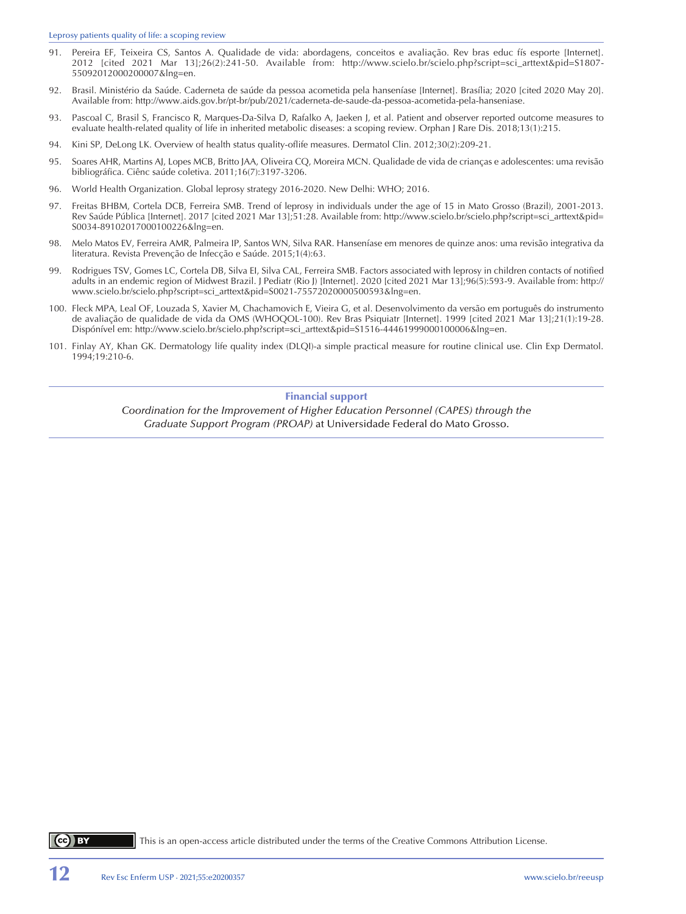91. Pereira EF, Teixeira CS, Santos A. Qualidade de vida: abordagens, conceitos e avaliação. Rev bras educ fís esporte [Internet]. 2012 [cited 2021 Mar 13];26(2):241-50. Available from: http://www.scielo.br/scielo.php?script=sci_arttext&pid=S1807-55092012000200007&lng=en.

92. Brasil. Ministério da Saúde. Caderneta de saúde da pessoa acometida pela hanseníase [Internet]. Brasília; 2020 [cited 2020 May 20]. Available from: http://www.aids.gov.br/pt-br/pub/2021/caderneta-de-saude-da-pessoa-acometida-pela-hanseniase.

93. Pascoal C, Brasil S, Francisco R, Marques-Da-Silva D, Rafalko A, Jaeken J, et al. Patient and observer reported outcome measures to evaluate health-related quality of life in inherited metabolic diseases: a scoping review. Orphan J Rare Dis. 2018;13(1):215.

94. Kini SP, DeLong LK. Overview of health status quality-oflife measures. Dermatol Clin. 2012;30(2):209-21.

95. Soares AHR, Martins AJ, Lopes MCB, Britto JAA, Oliveira CQ, Moreira MCN. Qualidade de vida de crianças e adolescentes: uma revisão bibliográfica. Ciênc saúde coletiva. 2011;16(7):3197-3206.

96. World Health Organization. Global leprosy strategy 2016-2020. New Delhi: WHO; 2016.

97. Freitas BHBM, Cortela DCB, Ferreira SMB. Trend of leprosy in individuals under the age of 15 in Mato Grosso (Brazil), 2001-2013. Rev Saúde Pública [Internet]. 2017 [cited 2021 Mar 13];51:28. Available from: http://www.scielo.br/scielo.php?script=sci_arttext&pid=S0034-89102017000100226&lng=en.

98. Melo Matos EV, Ferreira AMR, Palmeira IP, Santos WN, Silva RAR. Hanseníase em menores de quinze anos: uma revisão integrativa da literatura. Revista Prevenção de Infecção e Saúde. 2015;1(4):63.

99. Rodrigues TSV, Gomes LC, Cortela DB, Silva EI, Silva CAL, Ferreira SMB. Factors associated with leprosy in children contacts of notified adults in an endemic region of Midwest Brazil. J Pediatr (Rio J) [Internet]. 2020 [cited 2021 Mar 13];96(5):593-9. Available from: http://www.scielo.br/scielo.php?script=sci_arttext&pid=S0021-75572020000500593&lng=en.

100. Fleck MPA, Leal OF, Louzada S, Xavier M, Chachamovich E, Vieira G, et al. Desenvolvimento da versão em português do instrumento de avaliação de qualidade de vida da OMS (WHOQOL-100). Rev Bras Psiquiatr [Internet]. 1999 [cited 2021 Mar 13];21(1):19-28. Dispónível em: http://www.scielo.br/scielo.php?script=sci_arttext&pid=S1516-44461999000100006&lng=en.

101. Finlay AY, Khan GK. Dermatology life quality index (DLQI)-a simple practical measure for routine clinical use. Clin Exp Dermatol. 1994;19:210-6.

**Financial support**

*Coordination for the Improvement of Higher Education Personnel (CAPES) through the Graduate Support Program (PROAP)* at Universidade Federal do Mato Grosso.

This is an open-access article distributed under the terms of the Creative Commons Attribution License.